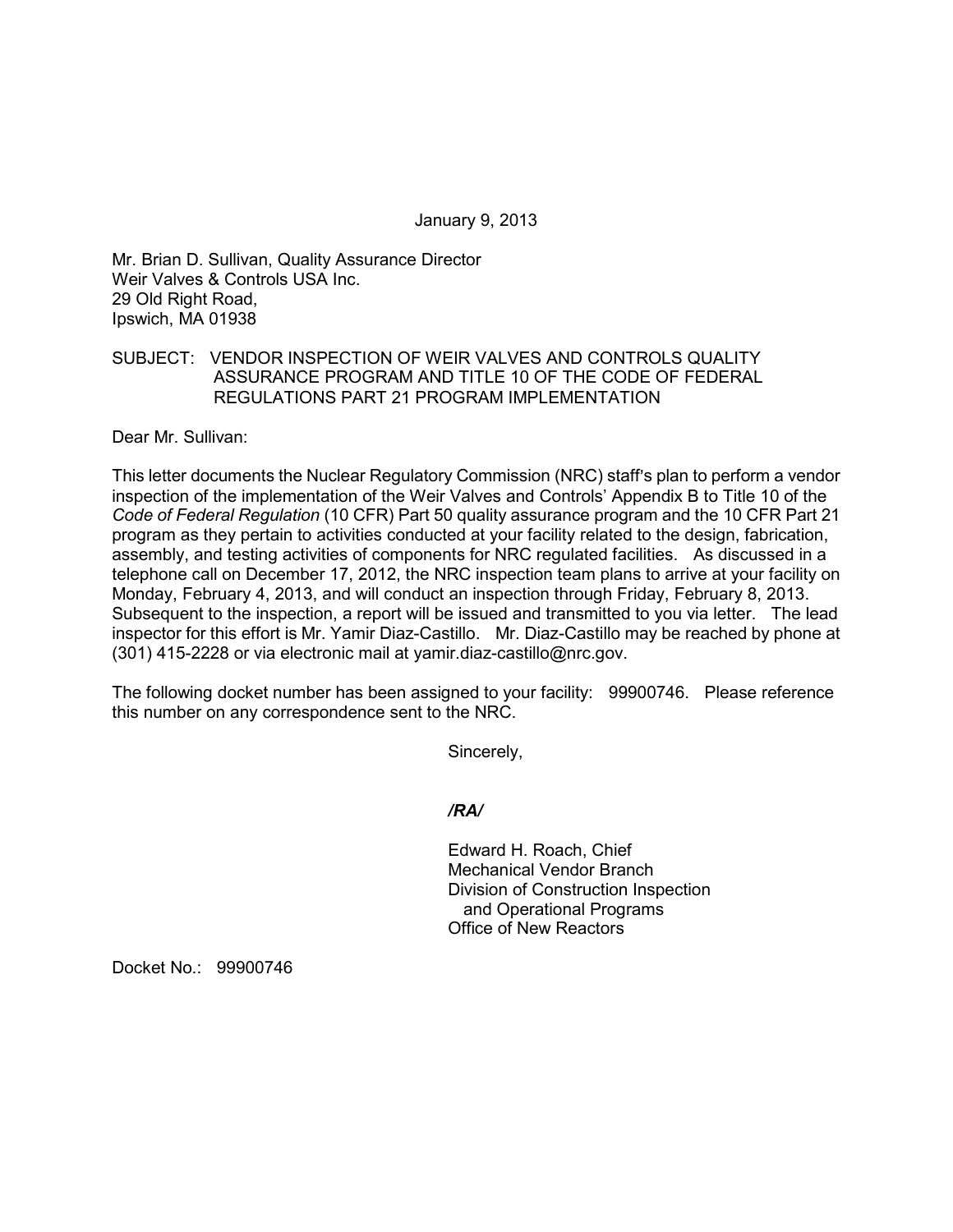January 9, 2013

Mr. Brian D. Sullivan, Quality Assurance Director
Weir Valves & Controls USA Inc.
29 Old Right Road,
Ipswich, MA 01938

SUBJECT: VENDOR INSPECTION OF WEIR VALVES AND CONTROLS QUALITY ASSURANCE PROGRAM AND TITLE 10 OF THE CODE OF FEDERAL REGULATIONS PART 21 PROGRAM IMPLEMENTATION

Dear Mr. Sullivan:

This letter documents the Nuclear Regulatory Commission (NRC) staff's plan to perform a vendor inspection of the implementation of the Weir Valves and Controls' Appendix B to Title 10 of the *Code of Federal Regulation* (10 CFR) Part 50 quality assurance program and the 10 CFR Part 21 program as they pertain to activities conducted at your facility related to the design, fabrication, assembly, and testing activities of components for NRC regulated facilities. As discussed in a telephone call on December 17, 2012, the NRC inspection team plans to arrive at your facility on Monday, February 4, 2013, and will conduct an inspection through Friday, February 8, 2013. Subsequent to the inspection, a report will be issued and transmitted to you via letter. The lead inspector for this effort is Mr. Yamir Diaz-Castillo. Mr. Diaz-Castillo may be reached by phone at (301) 415-2228 or via electronic mail at yamir.diaz-castillo@nrc.gov.

The following docket number has been assigned to your facility: 99900746. Please reference this number on any correspondence sent to the NRC.

Sincerely,

*/RA/*

Edward H. Roach, Chief
Mechanical Vendor Branch
Division of Construction Inspection
and Operational Programs
Office of New Reactors

Docket No.: 99900746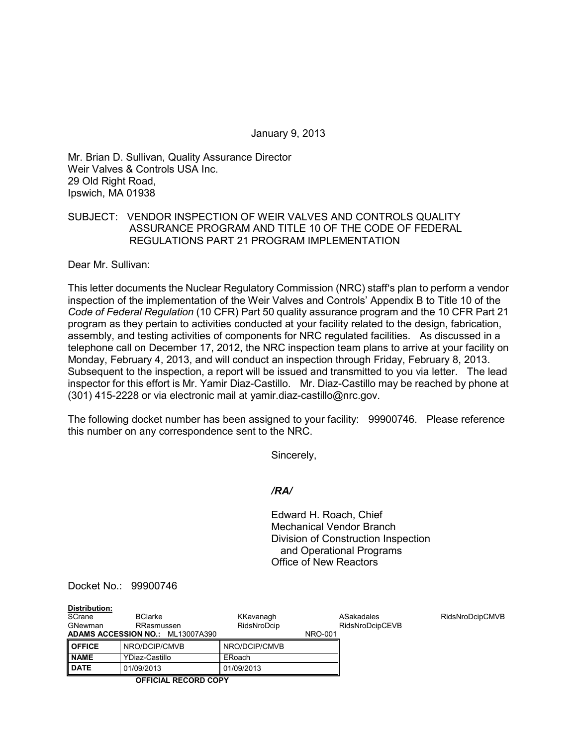January 9, 2013

Mr. Brian D. Sullivan, Quality Assurance Director
Weir Valves & Controls USA Inc.
29 Old Right Road,
Ipswich, MA 01938

SUBJECT: VENDOR INSPECTION OF WEIR VALVES AND CONTROLS QUALITY ASSURANCE PROGRAM AND TITLE 10 OF THE CODE OF FEDERAL REGULATIONS PART 21 PROGRAM IMPLEMENTATION

Dear Mr. Sullivan:

This letter documents the Nuclear Regulatory Commission (NRC) staff's plan to perform a vendor inspection of the implementation of the Weir Valves and Controls' Appendix B to Title 10 of the *Code of Federal Regulation* (10 CFR) Part 50 quality assurance program and the 10 CFR Part 21 program as they pertain to activities conducted at your facility related to the design, fabrication, assembly, and testing activities of components for NRC regulated facilities. As discussed in a telephone call on December 17, 2012, the NRC inspection team plans to arrive at your facility on Monday, February 4, 2013, and will conduct an inspection through Friday, February 8, 2013. Subsequent to the inspection, a report will be issued and transmitted to you via letter. The lead inspector for this effort is Mr. Yamir Diaz-Castillo. Mr. Diaz-Castillo may be reached by phone at (301) 415-2228 or via electronic mail at yamir.diaz-castillo@nrc.gov.

The following docket number has been assigned to your facility: 99900746. Please reference this number on any correspondence sent to the NRC.

Sincerely,

*/RA/*

Edward H. Roach, Chief
Mechanical Vendor Branch
Division of Construction Inspection
and Operational Programs
Office of New Reactors

Docket No.: 99900746

**Distribution:**
SCrane BClarke KKavanagh ASakadales RidsNroDcipCMVB
GNewman RRasmussen RidsNroDcip RidsNroDcipCEVB

**ADAMS ACCESSION NO.:** ML13007A390 NRO-001

| | | |
|---|---|---|
| **OFFICE** | NRO/DCIP/CMVB | NRO/DCIP/CMVB |
| **NAME** | YDiaz-Castillo | ERoach |
| **DATE** | 01/09/2013 | 01/09/2013 |

**OFFICIAL RECORD COPY**